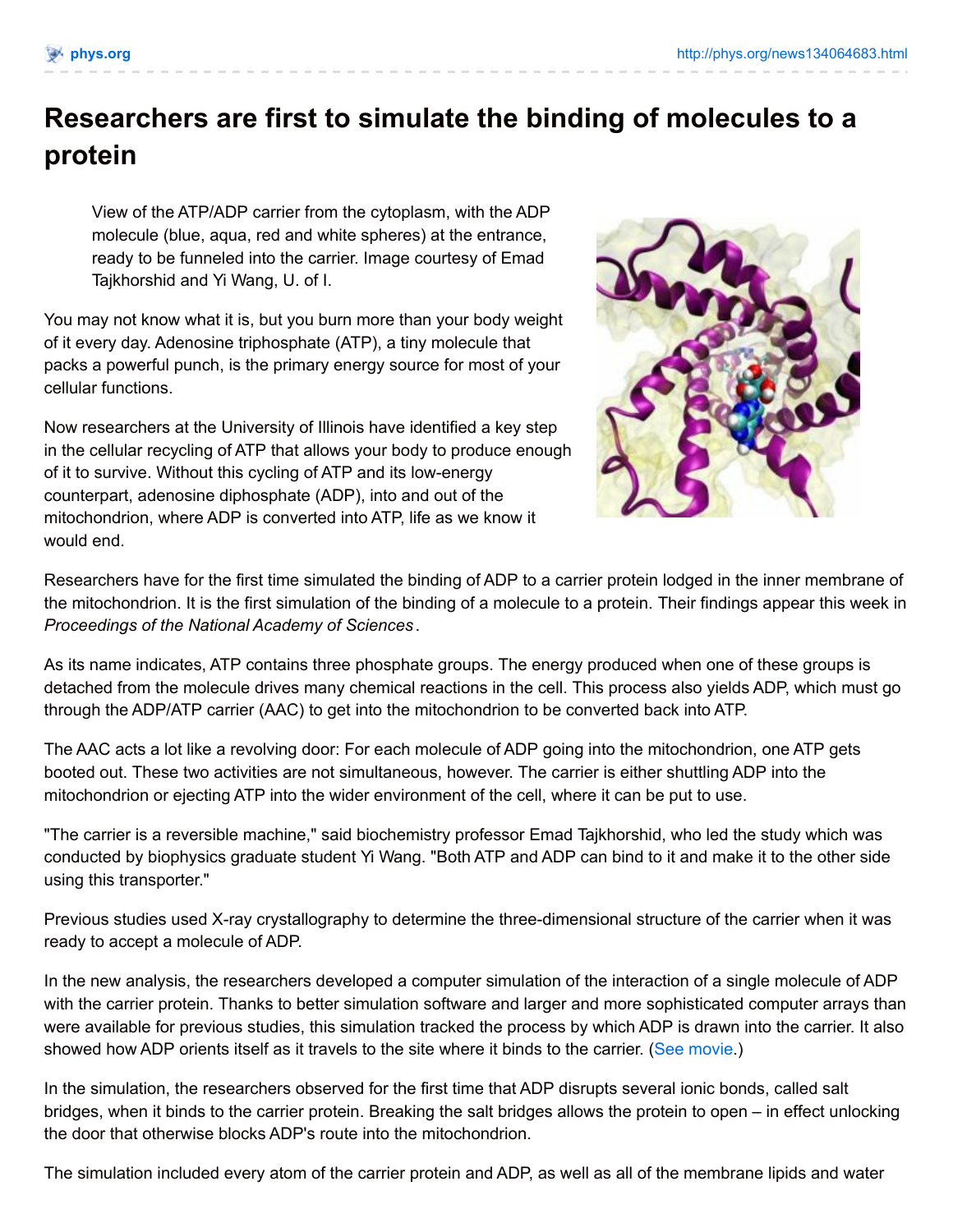# Researchers are first to simulate the binding of molecules to a protein

View of the ATP/ADP carrier from the cytoplasm, with the ADP molecule (blue, aqua, red and white spheres) at the entrance, ready to be funneled into the carrier. Image courtesy of Emad Tajkhorshid and Yi Wang, U. of I.

You may not know what it is, but you burn more than your body weight of it every day. Adenosine triphosphate (ATP), a tiny molecule that packs a powerful punch, is the primary energy source for most of your cellular functions.

Now researchers at the University of Illinois have identified a key step in the cellular recycling of ATP that allows your body to produce enough of it to survive. Without this cycling of ATP and its low-energy counterpart, adenosine diphosphate (ADP), into and out of the mitochondrion, where ADP is converted into ATP, life as we know it would end.

Researchers have for the first time simulated the binding of ADP to a carrier protein lodged in the inner membrane of the mitochondrion. It is the first simulation of the binding of a molecule to a protein. Their findings appear this week in *Proceedings of the National Academy of Sciences*.

As its name indicates, ATP contains three phosphate groups. The energy produced when one of these groups is detached from the molecule drives many chemical reactions in the cell. This process also yields ADP, which must go through the ADP/ATP carrier (AAC) to get into the mitochondrion to be converted back into ATP.

The AAC acts a lot like a revolving door: For each molecule of ADP going into the mitochondrion, one ATP gets booted out. These two activities are not simultaneous, however. The carrier is either shuttling ADP into the mitochondrion or ejecting ATP into the wider environment of the cell, where it can be put to use.

"The carrier is a reversible machine," said biochemistry professor Emad Tajkhorshid, who led the study which was conducted by biophysics graduate student Yi Wang. "Both ATP and ADP can bind to it and make it to the other side using this transporter."

Previous studies used X-ray crystallography to determine the three-dimensional structure of the carrier when it was ready to accept a molecule of ADP.

In the new analysis, the researchers developed a computer simulation of the interaction of a single molecule of ADP with the carrier protein. Thanks to better simulation software and larger and more sophisticated computer arrays than were available for previous studies, this simulation tracked the process by which ADP is drawn into the carrier. It also showed how ADP orients itself as it travels to the site where it binds to the carrier. (See movie.)

In the simulation, the researchers observed for the first time that ADP disrupts several ionic bonds, called salt bridges, when it binds to the carrier protein. Breaking the salt bridges allows the protein to open – in effect unlocking the door that otherwise blocks ADP's route into the mitochondrion.

The simulation included every atom of the carrier protein and ADP, as well as all of the membrane lipids and water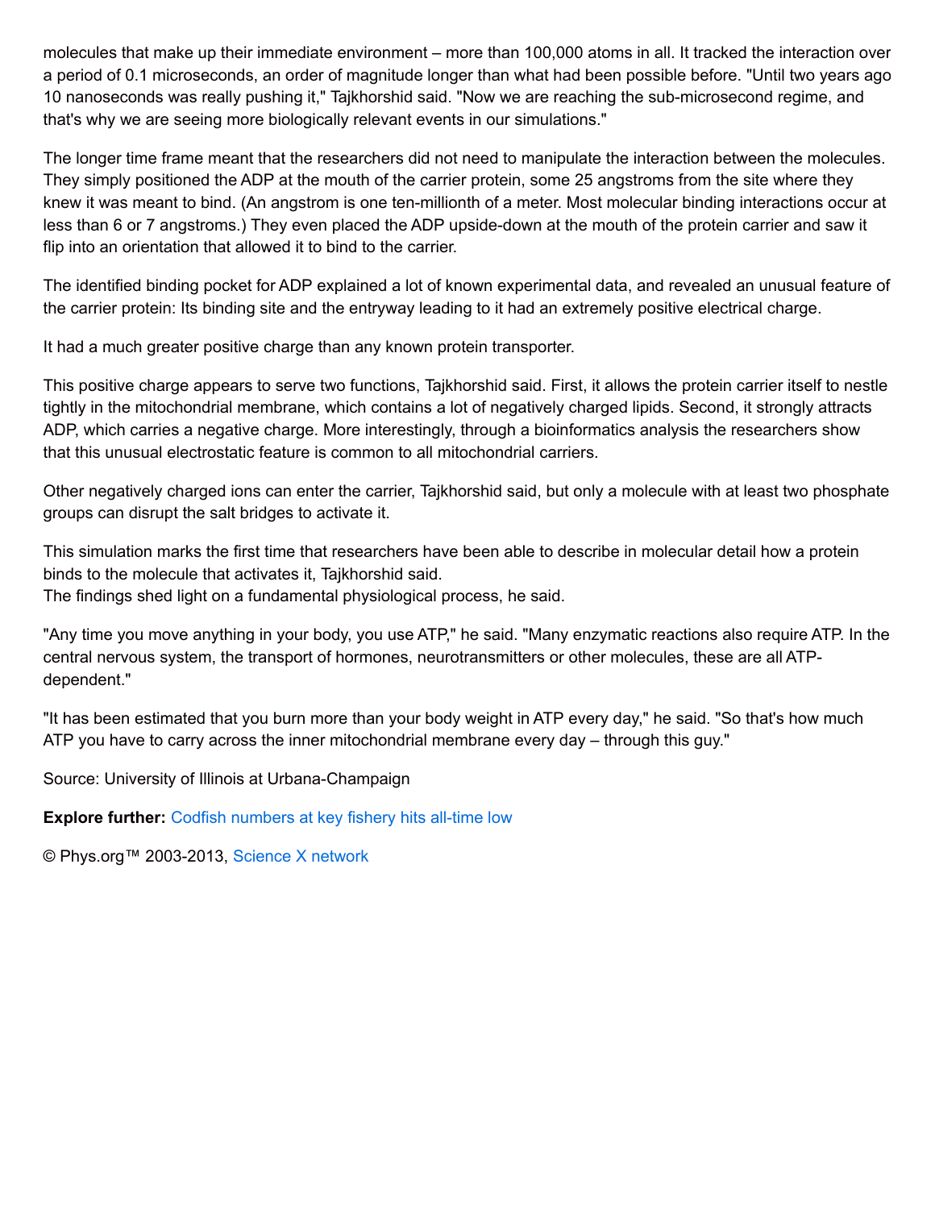molecules that make up their immediate environment – more than 100,000 atoms in all. It tracked the interaction over a period of 0.1 microseconds, an order of magnitude longer than what had been possible before. "Until two years ago 10 nanoseconds was really pushing it," Tajkhorshid said. "Now we are reaching the sub-microsecond regime, and that's why we are seeing more biologically relevant events in our simulations."

The longer time frame meant that the researchers did not need to manipulate the interaction between the molecules. They simply positioned the ADP at the mouth of the carrier protein, some 25 angstroms from the site where they knew it was meant to bind. (An angstrom is one ten-millionth of a meter. Most molecular binding interactions occur at less than 6 or 7 angstroms.) They even placed the ADP upside-down at the mouth of the protein carrier and saw it flip into an orientation that allowed it to bind to the carrier.

The identified binding pocket for ADP explained a lot of known experimental data, and revealed an unusual feature of the carrier protein: Its binding site and the entryway leading to it had an extremely positive electrical charge.

It had a much greater positive charge than any known protein transporter.

This positive charge appears to serve two functions, Tajkhorshid said. First, it allows the protein carrier itself to nestle tightly in the mitochondrial membrane, which contains a lot of negatively charged lipids. Second, it strongly attracts ADP, which carries a negative charge. More interestingly, through a bioinformatics analysis the researchers show that this unusual electrostatic feature is common to all mitochondrial carriers.

Other negatively charged ions can enter the carrier, Tajkhorshid said, but only a molecule with at least two phosphate groups can disrupt the salt bridges to activate it.

This simulation marks the first time that researchers have been able to describe in molecular detail how a protein binds to the molecule that activates it, Tajkhorshid said.
The findings shed light on a fundamental physiological process, he said.

"Any time you move anything in your body, you use ATP," he said. "Many enzymatic reactions also require ATP. In the central nervous system, the transport of hormones, neurotransmitters or other molecules, these are all ATP-dependent."

"It has been estimated that you burn more than your body weight in ATP every day," he said. "So that's how much ATP you have to carry across the inner mitochondrial membrane every day – through this guy."

Source: University of Illinois at Urbana-Champaign

**Explore further:** Codfish numbers at key fishery hits all-time low

© Phys.org™ 2003-2013, Science X network